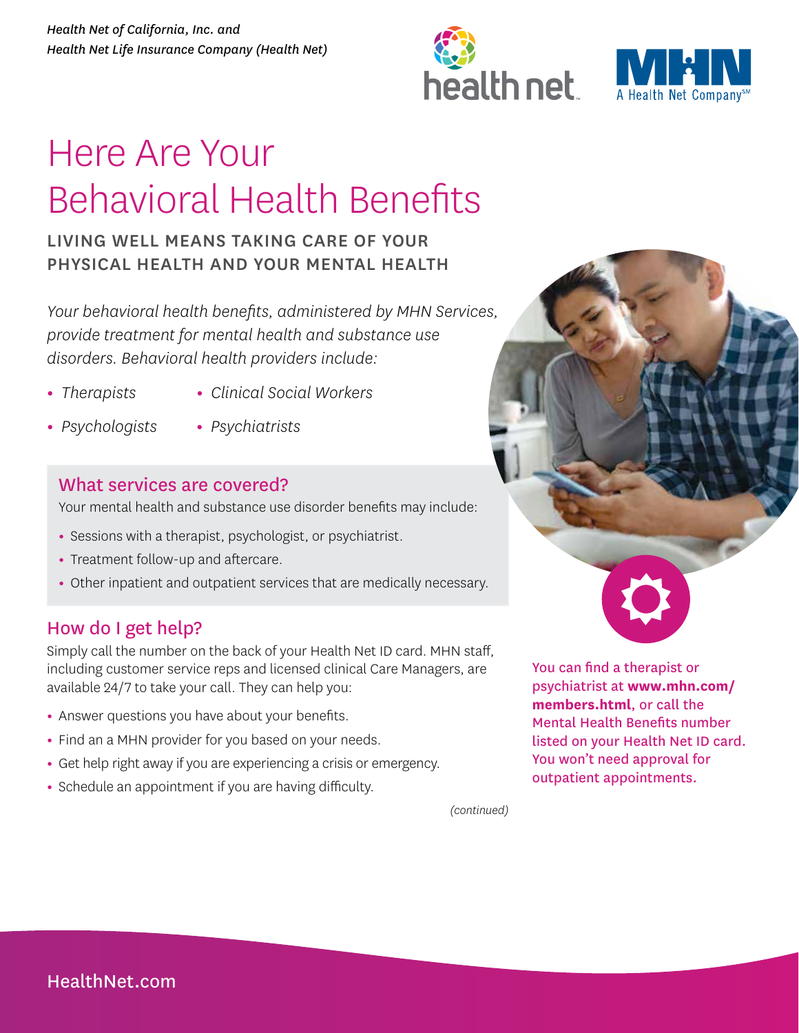*Health Net of California, Inc. and*
*Health Net Life Insurance Company (Health Net)*

# Here Are Your Behavioral Health Benefits

## LIVING WELL MEANS TAKING CARE OF YOUR PHYSICAL HEALTH AND YOUR MENTAL HEALTH

*Your behavioral health benefits, administered by MHN Services, provide treatment for mental health and substance use disorders. Behavioral health providers include:*

- *Therapists*
- *Clinical Social Workers*
- *Psychologists*
- *Psychiatrists*

### What services are covered?

Your mental health and substance use disorder benefits may include:

- Sessions with a therapist, psychologist, or psychiatrist.
- Treatment follow-up and aftercare.
- Other inpatient and outpatient services that are medically necessary.

### How do I get help?

Simply call the number on the back of your Health Net ID card. MHN staff, including customer service reps and licensed clinical Care Managers, are available 24/7 to take your call. They can help you:

- Answer questions you have about your benefits.
- Find an MHN provider for you based on your needs.
- Get help right away if you are experiencing a crisis or emergency.
- Schedule an appointment if you are having difficulty.

*(continued)*

You can find a therapist or psychiatrist at **www.mhn.com/members.html**, or call the Mental Health Benefits number listed on your Health Net ID card. You won't need approval for outpatient appointments.

HealthNet.com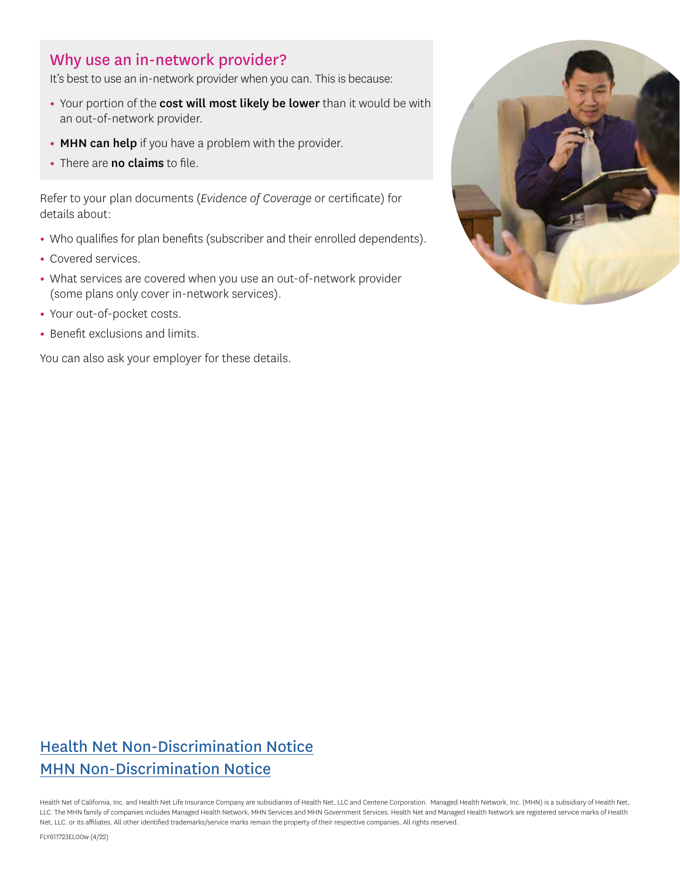## Why use an in-network provider?

It's best to use an in-network provider when you can. This is because:

- Your portion of the **cost will most likely be lower** than it would be with an out-of-network provider.
- **MHN can help** if you have a problem with the provider.
- There are **no claims** to file.

Refer to your plan documents (*Evidence of Coverage* or certificate) for details about:

- Who qualifies for plan benefits (subscriber and their enrolled dependents).
- Covered services.
- What services are covered when you use an out-of-network provider (some plans only cover in-network services).
- Your out-of-pocket costs.
- Benefit exclusions and limits.

You can also ask your employer for these details.

Health Net Non-Discrimination Notice

MHN Non-Discrimination Notice

Health Net of California, Inc. and Health Net Life Insurance Company are subsidiaries of Health Net, LLC and Centene Corporation. Managed Health Network, Inc. (MHN) is a subsidiary of Health Net, LLC. The MHN family of companies includes Managed Health Network, MHN Services and MHN Government Services. Health Net and Managed Health Network are registered service marks of Health Net, LLC. or its affiliates. All other identified trademarks/service marks remain the property of their respective companies. All rights reserved.

FLY611723EL00w (4/22)